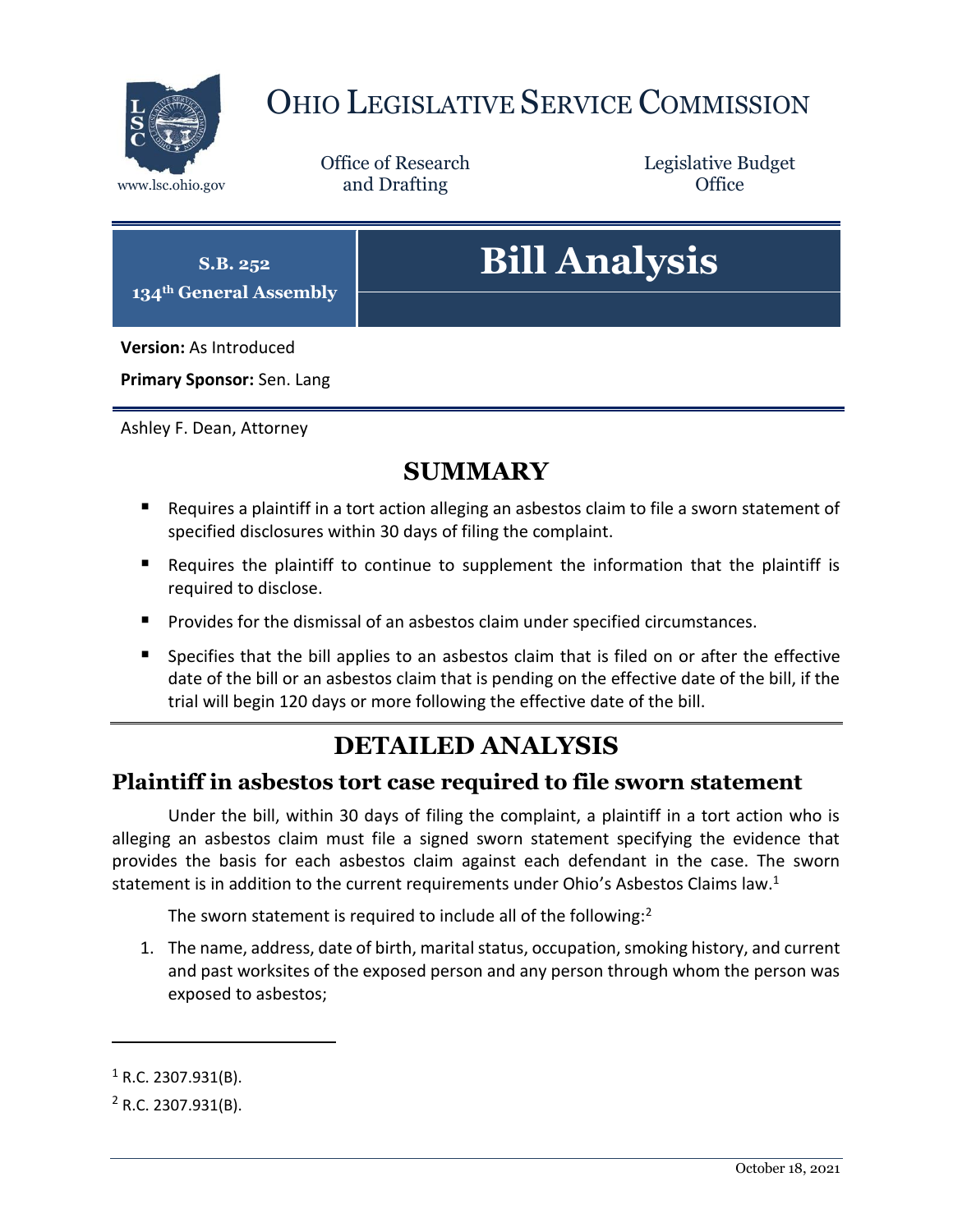# Ohio Legislative Service Commission

www.lsc.ohio.gov

Office of Research and Drafting

Legislative Budget Office

**S.B. 252**
**134th General Assembly**

# Bill Analysis

**Version:** As Introduced

**Primary Sponsor:** Sen. Lang

Ashley F. Dean, Attorney

## SUMMARY

- Requires a plaintiff in a tort action alleging an asbestos claim to file a sworn statement of specified disclosures within 30 days of filing the complaint.
- Requires the plaintiff to continue to supplement the information that the plaintiff is required to disclose.
- Provides for the dismissal of an asbestos claim under specified circumstances.
- Specifies that the bill applies to an asbestos claim that is filed on or after the effective date of the bill or an asbestos claim that is pending on the effective date of the bill, if the trial will begin 120 days or more following the effective date of the bill.

## DETAILED ANALYSIS

### Plaintiff in asbestos tort case required to file sworn statement

Under the bill, within 30 days of filing the complaint, a plaintiff in a tort action who is alleging an asbestos claim must file a signed sworn statement specifying the evidence that provides the basis for each asbestos claim against each defendant in the case. The sworn statement is in addition to the current requirements under Ohio's Asbestos Claims law.[1]

The sworn statement is required to include all of the following:[2]

1. The name, address, date of birth, marital status, occupation, smoking history, and current and past worksites of the exposed person and any person through whom the person was exposed to asbestos;

---

[1] R.C. 2307.931(B).

[2] R.C. 2307.931(B).

October 18, 2021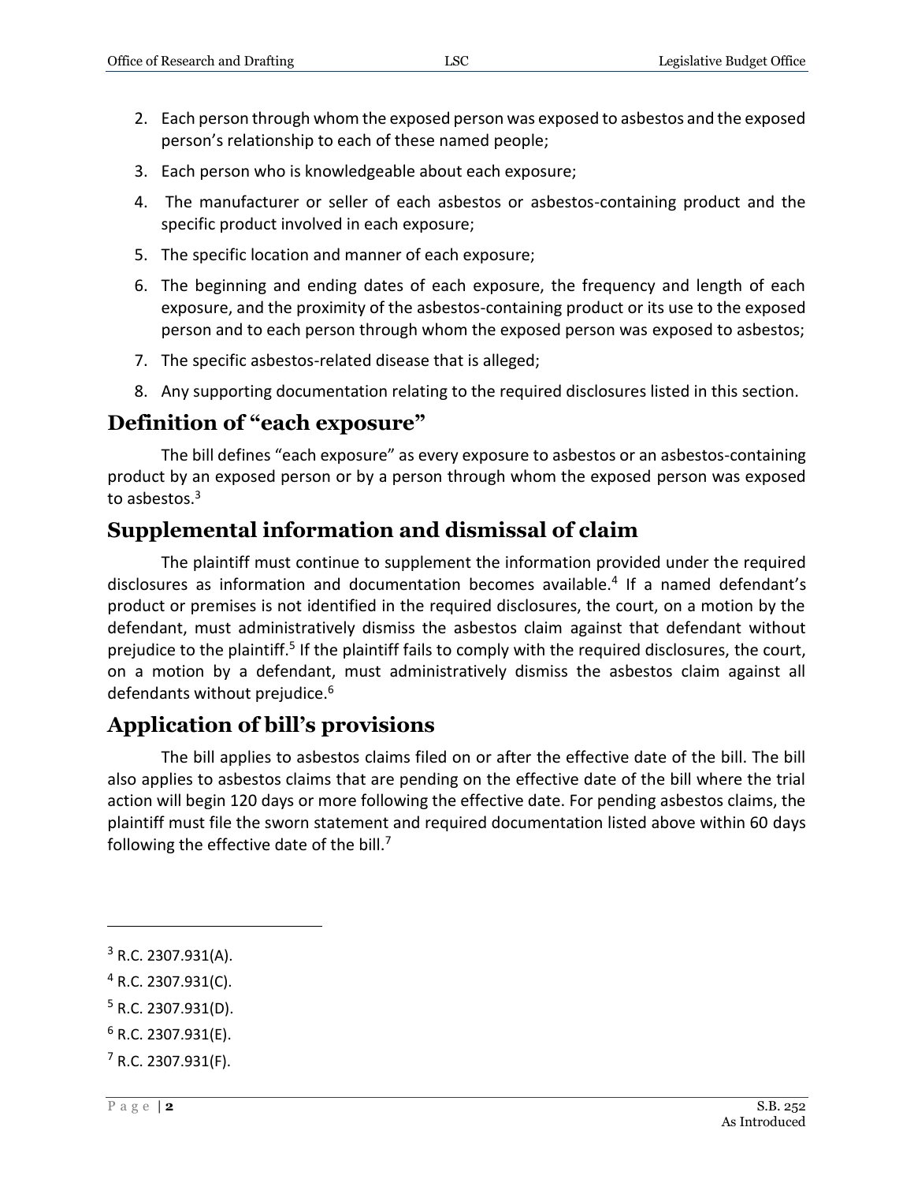2. Each person through whom the exposed person was exposed to asbestos and the exposed person's relationship to each of these named people;
3. Each person who is knowledgeable about each exposure;
4. The manufacturer or seller of each asbestos or asbestos-containing product and the specific product involved in each exposure;
5. The specific location and manner of each exposure;
6. The beginning and ending dates of each exposure, the frequency and length of each exposure, and the proximity of the asbestos-containing product or its use to the exposed person and to each person through whom the exposed person was exposed to asbestos;
7. The specific asbestos-related disease that is alleged;
8. Any supporting documentation relating to the required disclosures listed in this section.

## Definition of "each exposure"

The bill defines "each exposure" as every exposure to asbestos or an asbestos-containing product by an exposed person or by a person through whom the exposed person was exposed to asbestos.[3]

## Supplemental information and dismissal of claim

The plaintiff must continue to supplement the information provided under the required disclosures as information and documentation becomes available.[4] If a named defendant's product or premises is not identified in the required disclosures, the court, on a motion by the defendant, must administratively dismiss the asbestos claim against that defendant without prejudice to the plaintiff.[5] If the plaintiff fails to comply with the required disclosures, the court, on a motion by a defendant, must administratively dismiss the asbestos claim against all defendants without prejudice.[6]

## Application of bill's provisions

The bill applies to asbestos claims filed on or after the effective date of the bill. The bill also applies to asbestos claims that are pending on the effective date of the bill where the trial action will begin 120 days or more following the effective date. For pending asbestos claims, the plaintiff must file the sworn statement and required documentation listed above within 60 days following the effective date of the bill.[7]

---

[3] R.C. 2307.931(A).

[4] R.C. 2307.931(C).

[5] R.C. 2307.931(D).

[6] R.C. 2307.931(E).

[7] R.C. 2307.931(F).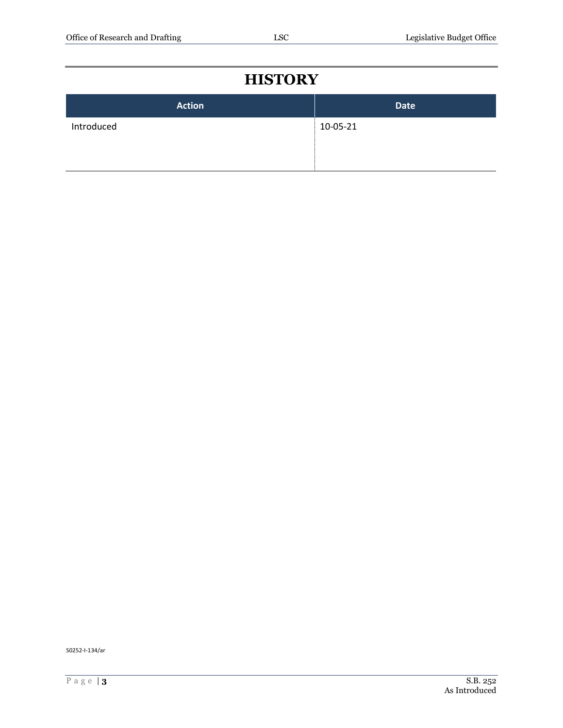# HISTORY

| Action | Date |
|---|---|
| Introduced | 10-05-21 |

S0252-I-134/ar